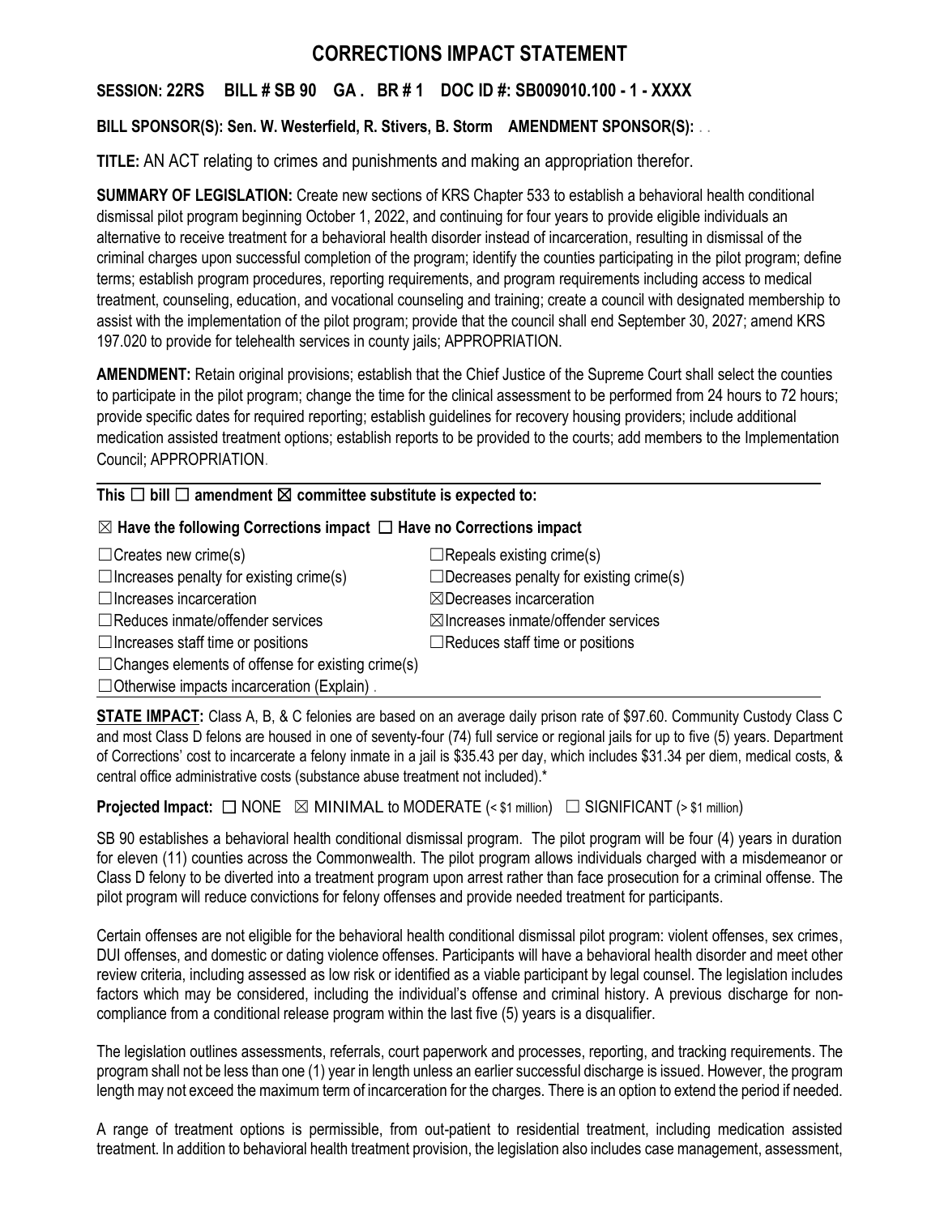# CORRECTIONS IMPACT STATEMENT

**SESSION: 22RS BILL # SB 90 GA . BR # 1 DOC ID #: SB009010.100 - 1 - XXXX**

**BILL SPONSOR(S): Sen. W. Westerfield, R. Stivers, B. Storm AMENDMENT SPONSOR(S):** . .

**TITLE:** AN ACT relating to crimes and punishments and making an appropriation therefor.

**SUMMARY OF LEGISLATION:** Create new sections of KRS Chapter 533 to establish a behavioral health conditional dismissal pilot program beginning October 1, 2022, and continuing for four years to provide eligible individuals an alternative to receive treatment for a behavioral health disorder instead of incarceration, resulting in dismissal of the criminal charges upon successful completion of the program; identify the counties participating in the pilot program; define terms; establish program procedures, reporting requirements, and program requirements including access to medical treatment, counseling, education, and vocational counseling and training; create a council with designated membership to assist with the implementation of the pilot program; provide that the council shall end September 30, 2027; amend KRS 197.020 to provide for telehealth services in county jails; APPROPRIATION.

**AMENDMENT:** Retain original provisions; establish that the Chief Justice of the Supreme Court shall select the counties to participate in the pilot program; change the time for the clinical assessment to be performed from 24 hours to 72 hours; provide specific dates for required reporting; establish guidelines for recovery housing providers; include additional medication assisted treatment options; establish reports to be provided to the courts; add members to the Implementation Council; APPROPRIATION.

**This ☐ bill ☐ amendment ☒ committee substitute is expected to:**

**☒ Have the following Corrections impact ☐ Have no Corrections impact**

| | |
|---|---|
| ☐Creates new crime(s) | ☐Repeals existing crime(s) |
| ☐Increases penalty for existing crime(s) | ☐Decreases penalty for existing crime(s) |
| ☐Increases incarceration | ☒Decreases incarceration |
| ☐Reduces inmate/offender services | ☒Increases inmate/offender services |
| ☐Increases staff time or positions | ☐Reduces staff time or positions |
| ☐Changes elements of offense for existing crime(s) | |
| ☐Otherwise impacts incarceration (Explain) . | |

**STATE IMPACT:** Class A, B, & C felonies are based on an average daily prison rate of $97.60. Community Custody Class C and most Class D felons are housed in one of seventy-four (74) full service or regional jails for up to five (5) years. Department of Corrections' cost to incarcerate a felony inmate in a jail is $35.43 per day, which includes $31.34 per diem, medical costs, & central office administrative costs (substance abuse treatment not included).*

**Projected Impact:** ☐ NONE ☒ MINIMAL to MODERATE (< $1 million) ☐ SIGNIFICANT (> $1 million)

SB 90 establishes a behavioral health conditional dismissal program. The pilot program will be four (4) years in duration for eleven (11) counties across the Commonwealth. The pilot program allows individuals charged with a misdemeanor or Class D felony to be diverted into a treatment program upon arrest rather than face prosecution for a criminal offense. The pilot program will reduce convictions for felony offenses and provide needed treatment for participants.

Certain offenses are not eligible for the behavioral health conditional dismissal pilot program: violent offenses, sex crimes, DUI offenses, and domestic or dating violence offenses. Participants will have a behavioral health disorder and meet other review criteria, including assessed as low risk or identified as a viable participant by legal counsel. The legislation includes factors which may be considered, including the individual's offense and criminal history. A previous discharge for non-compliance from a conditional release program within the last five (5) years is a disqualifier.

The legislation outlines assessments, referrals, court paperwork and processes, reporting, and tracking requirements. The program shall not be less than one (1) year in length unless an earlier successful discharge is issued. However, the program length may not exceed the maximum term of incarceration for the charges. There is an option to extend the period if needed.

A range of treatment options is permissible, from out-patient to residential treatment, including medication assisted treatment. In addition to behavioral health treatment provision, the legislation also includes case management, assessment,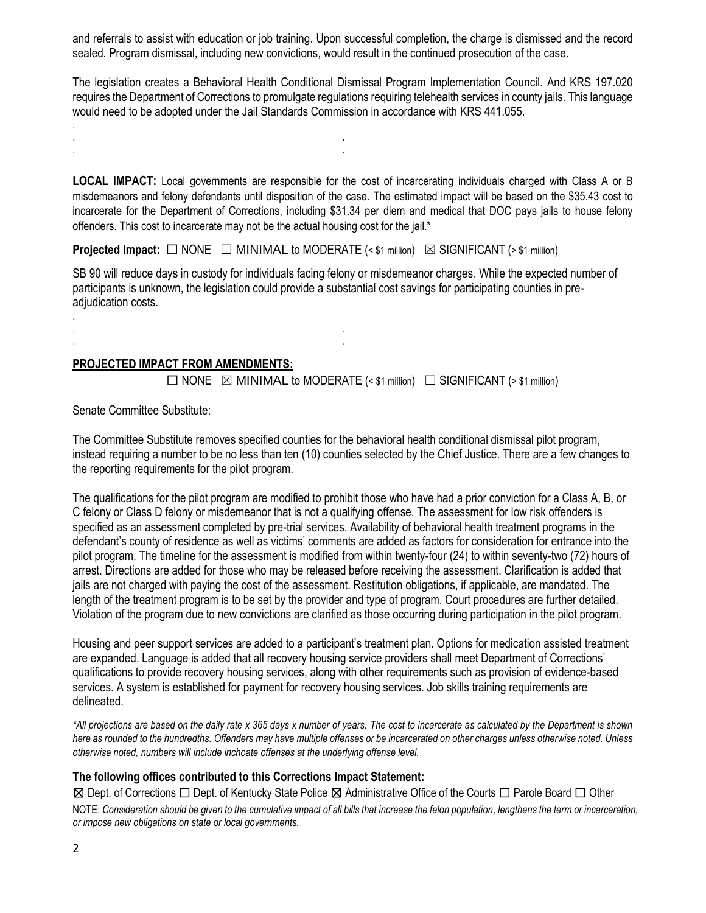and referrals to assist with education or job training. Upon successful completion, the charge is dismissed and the record sealed. Program dismissal, including new convictions, would result in the continued prosecution of the case.

The legislation creates a Behavioral Health Conditional Dismissal Program Implementation Council. And KRS 197.020 requires the Department of Corrections to promulgate regulations requiring telehealth services in county jails. This language would need to be adopted under the Jail Standards Commission in accordance with KRS 441.055.

**LOCAL IMPACT:** Local governments are responsible for the cost of incarcerating individuals charged with Class A or B misdemeanors and felony defendants until disposition of the case. The estimated impact will be based on the $35.43 cost to incarcerate for the Department of Corrections, including $31.34 per diem and medical that DOC pays jails to house felony offenders. This cost to incarcerate may not be the actual housing cost for the jail.*

**Projected Impact:** ☐ NONE ☐ MINIMAL to MODERATE (< $1 million) ☒ SIGNIFICANT (> $1 million)

SB 90 will reduce days in custody for individuals facing felony or misdemeanor charges. While the expected number of participants is unknown, the legislation could provide a substantial cost savings for participating counties in pre-adjudication costs.

**PROJECTED IMPACT FROM AMENDMENTS:**

☐ NONE ☒ MINIMAL to MODERATE (< $1 million) ☐ SIGNIFICANT (> $1 million)

Senate Committee Substitute:

The Committee Substitute removes specified counties for the behavioral health conditional dismissal pilot program, instead requiring a number to be no less than ten (10) counties selected by the Chief Justice. There are a few changes to the reporting requirements for the pilot program.

The qualifications for the pilot program are modified to prohibit those who have had a prior conviction for a Class A, B, or C felony or Class D felony or misdemeanor that is not a qualifying offense. The assessment for low risk offenders is specified as an assessment completed by pre-trial services. Availability of behavioral health treatment programs in the defendant's county of residence as well as victims' comments are added as factors for consideration for entrance into the pilot program. The timeline for the assessment is modified from within twenty-four (24) to within seventy-two (72) hours of arrest. Directions are added for those who may be released before receiving the assessment. Clarification is added that jails are not charged with paying the cost of the assessment. Restitution obligations, if applicable, are mandated. The length of the treatment program is to be set by the provider and type of program. Court procedures are further detailed. Violation of the program due to new convictions are clarified as those occurring during participation in the pilot program.

Housing and peer support services are added to a participant's treatment plan. Options for medication assisted treatment are expanded. Language is added that all recovery housing service providers shall meet Department of Corrections' qualifications to provide recovery housing services, along with other requirements such as provision of evidence-based services. A system is established for payment for recovery housing services. Job skills training requirements are delineated.

*\*All projections are based on the daily rate x 365 days x number of years. The cost to incarcerate as calculated by the Department is shown here as rounded to the hundredths. Offenders may have multiple offenses or be incarcerated on other charges unless otherwise noted. Unless otherwise noted, numbers will include inchoate offenses at the underlying offense level.*

**The following offices contributed to this Corrections Impact Statement:**

☒ Dept. of Corrections ☐ Dept. of Kentucky State Police ☒ Administrative Office of the Courts ☐ Parole Board ☐ Other

NOTE: *Consideration should be given to the cumulative impact of all bills that increase the felon population, lengthens the term or incarceration, or impose new obligations on state or local governments.*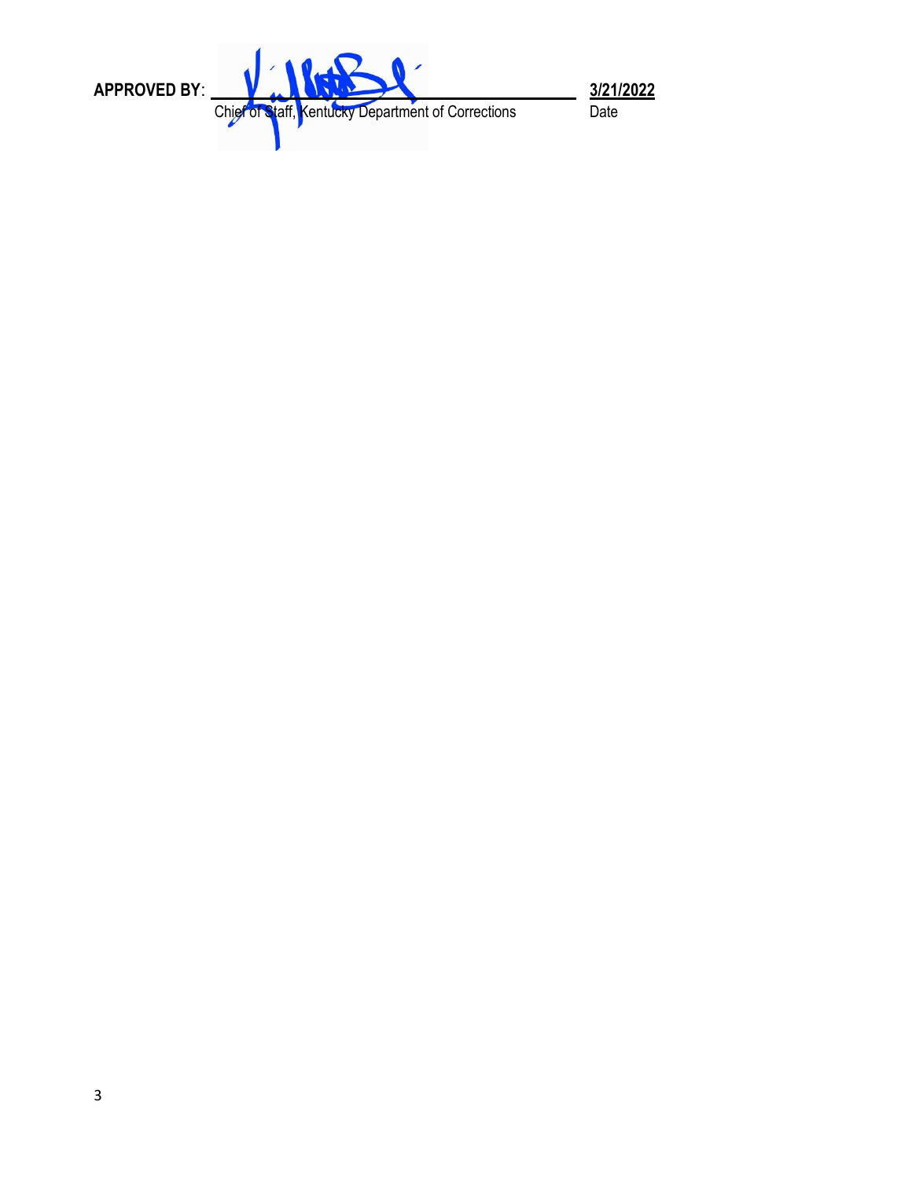**APPROVED BY**: ______________________________ **3/21/2022**

Chief of Staff, Kentucky Department of Corrections Date